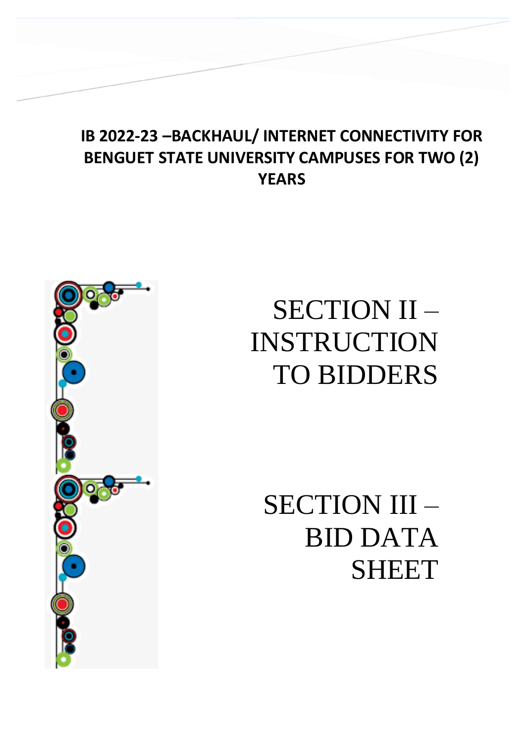# IB 2022-23 –BACKHAUL/ INTERNET CONNECTIVITY FOR BENGUET STATE UNIVERSITY CAMPUSES FOR TWO (2) YEARS

# SECTION II – INSTRUCTION TO BIDDERS

# SECTION III – BID DATA SHEET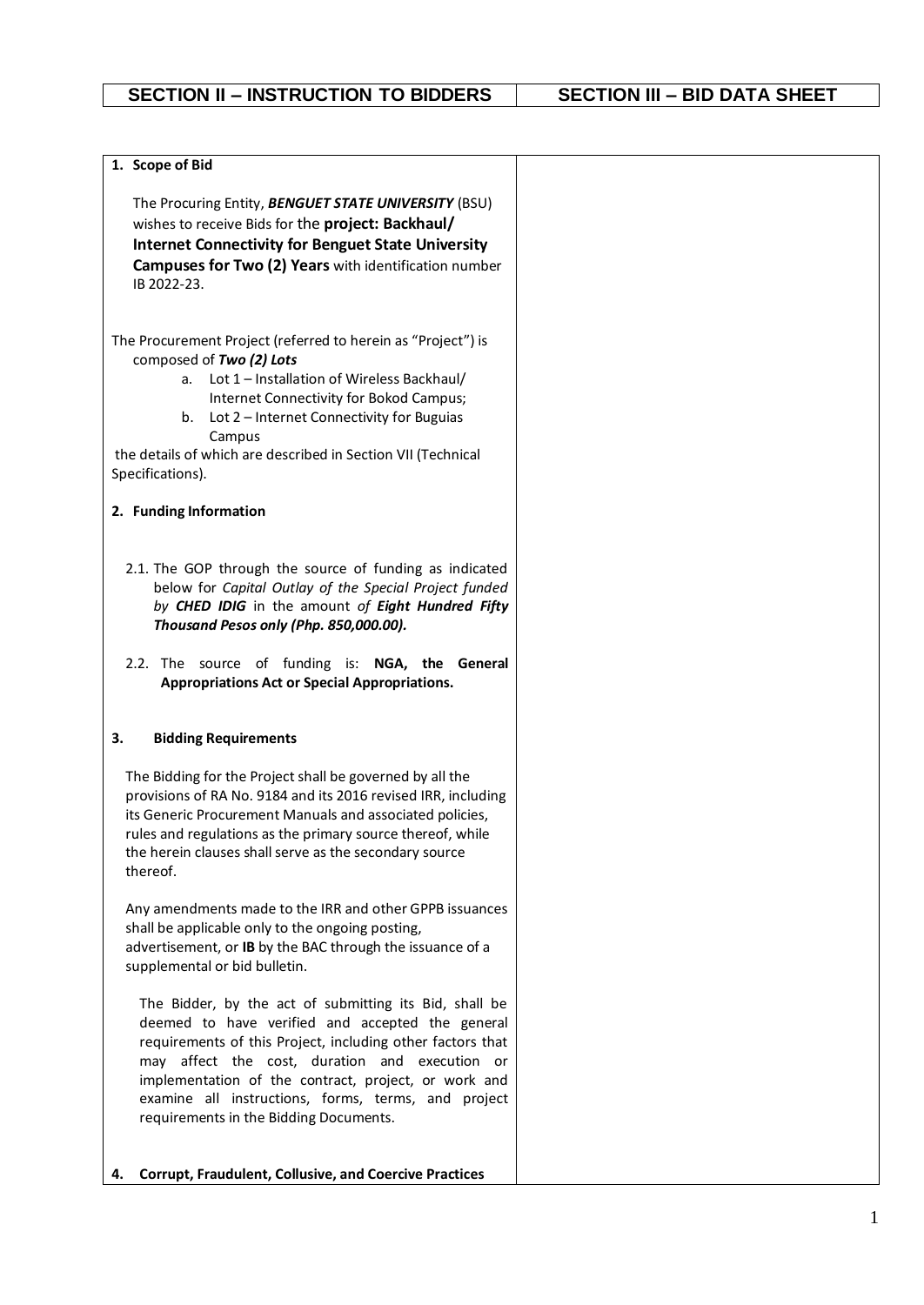| SECTION II – INSTRUCTION TO BIDDERS | SECTION III – BID DATA SHEET |
|---|---|
| **1. Scope of Bid**<br><br>The Procuring Entity, ***BENGUET STATE UNIVERSITY*** (BSU) wishes to receive Bids for the **project: Backhaul/ Internet Connectivity for Benguet State University Campuses for Two (2) Years** with identification number IB 2022-23.<br><br>The Procurement Project (referred to herein as "Project") is composed of ***Two (2) Lots***<br>a. Lot 1 – Installation of Wireless Backhaul/ Internet Connectivity for Bokod Campus;<br>b. Lot 2 – Internet Connectivity for Buguias Campus<br>the details of which are described in Section VII (Technical Specifications).<br><br>**2. Funding Information**<br><br>2.1. The GOP through the source of funding as indicated below for *Capital Outlay of the Special Project funded by **CHED IDIG*** in the amount *of **Eight Hundred Fifty Thousand Pesos only (Php. 850,000.00).***<br><br>2.2. The source of funding is: **NGA, the General Appropriations Act or Special Appropriations.**<br><br>**3. Bidding Requirements**<br><br>The Bidding for the Project shall be governed by all the provisions of RA No. 9184 and its 2016 revised IRR, including its Generic Procurement Manuals and associated policies, rules and regulations as the primary source thereof, while the herein clauses shall serve as the secondary source thereof.<br><br>Any amendments made to the IRR and other GPPB issuances shall be applicable only to the ongoing posting, advertisement, or **IB** by the BAC through the issuance of a supplemental or bid bulletin.<br><br>The Bidder, by the act of submitting its Bid, shall be deemed to have verified and accepted the general requirements of this Project, including other factors that may affect the cost, duration and execution or implementation of the contract, project, or work and examine all instructions, forms, terms, and project requirements in the Bidding Documents.<br><br>**4. Corrupt, Fraudulent, Collusive, and Coercive Practices** | |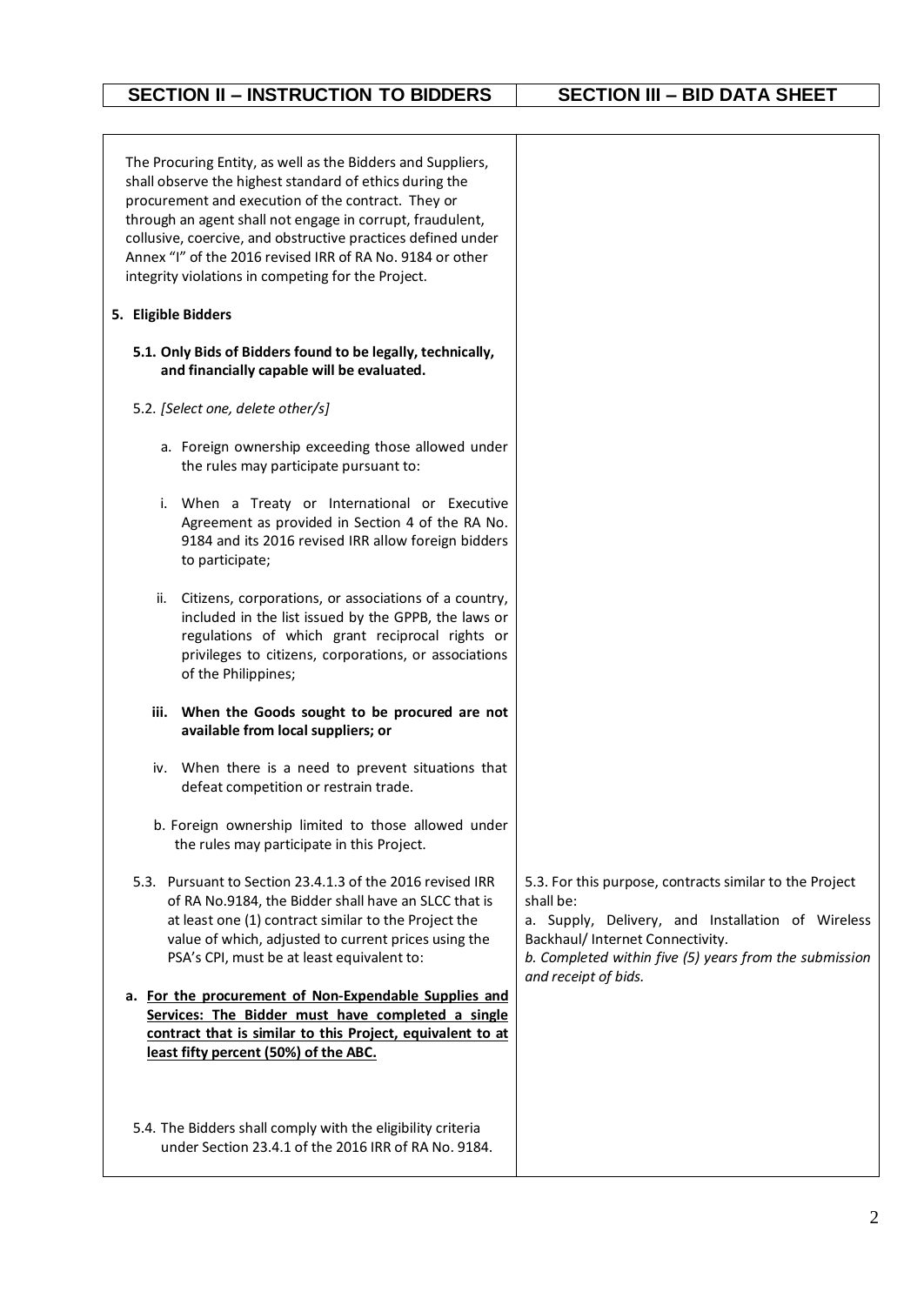| SECTION II – INSTRUCTION TO BIDDERS | SECTION III – BID DATA SHEET |
|---|---|
| The Procuring Entity, as well as the Bidders and Suppliers, shall observe the highest standard of ethics during the procurement and execution of the contract. They or through an agent shall not engage in corrupt, fraudulent, collusive, coercive, and obstructive practices defined under Annex "I" of the 2016 revised IRR of RA No. 9184 or other integrity violations in competing for the Project. | |
| **5. Eligible Bidders** | |
| **5.1. Only Bids of Bidders found to be legally, technically, and financially capable will be evaluated.** | |
| 5.2. *[Select one, delete other/s]* | |
| a. Foreign ownership exceeding those allowed under the rules may participate pursuant to: | |
| i. When a Treaty or International or Executive Agreement as provided in Section 4 of the RA No. 9184 and its 2016 revised IRR allow foreign bidders to participate; | |
| ii. Citizens, corporations, or associations of a country, included in the list issued by the GPPB, the laws or regulations of which grant reciprocal rights or privileges to citizens, corporations, or associations of the Philippines; | |
| **iii. When the Goods sought to be procured are not available from local suppliers; or** | |
| iv. When there is a need to prevent situations that defeat competition or restrain trade. | |
| b. Foreign ownership limited to those allowed under the rules may participate in this Project. | |
| 5.3. Pursuant to Section 23.4.1.3 of the 2016 revised IRR of RA No.9184, the Bidder shall have an SLCC that is at least one (1) contract similar to the Project the value of which, adjusted to current prices using the PSA's CPI, must be at least equivalent to: | 5.3. For this purpose, contracts similar to the Project shall be:<br>a. Supply, Delivery, and Installation of Wireless Backhaul/ Internet Connectivity.<br>*b. Completed within five (5) years from the submission and receipt of bids.* |
| **a. <u>For the procurement of Non-Expendable Supplies and Services: The Bidder must have completed a single contract that is similar to this Project, equivalent to at least fifty percent (50%) of the ABC.</u>** | |
| 5.4. The Bidders shall comply with the eligibility criteria under Section 23.4.1 of the 2016 IRR of RA No. 9184. | |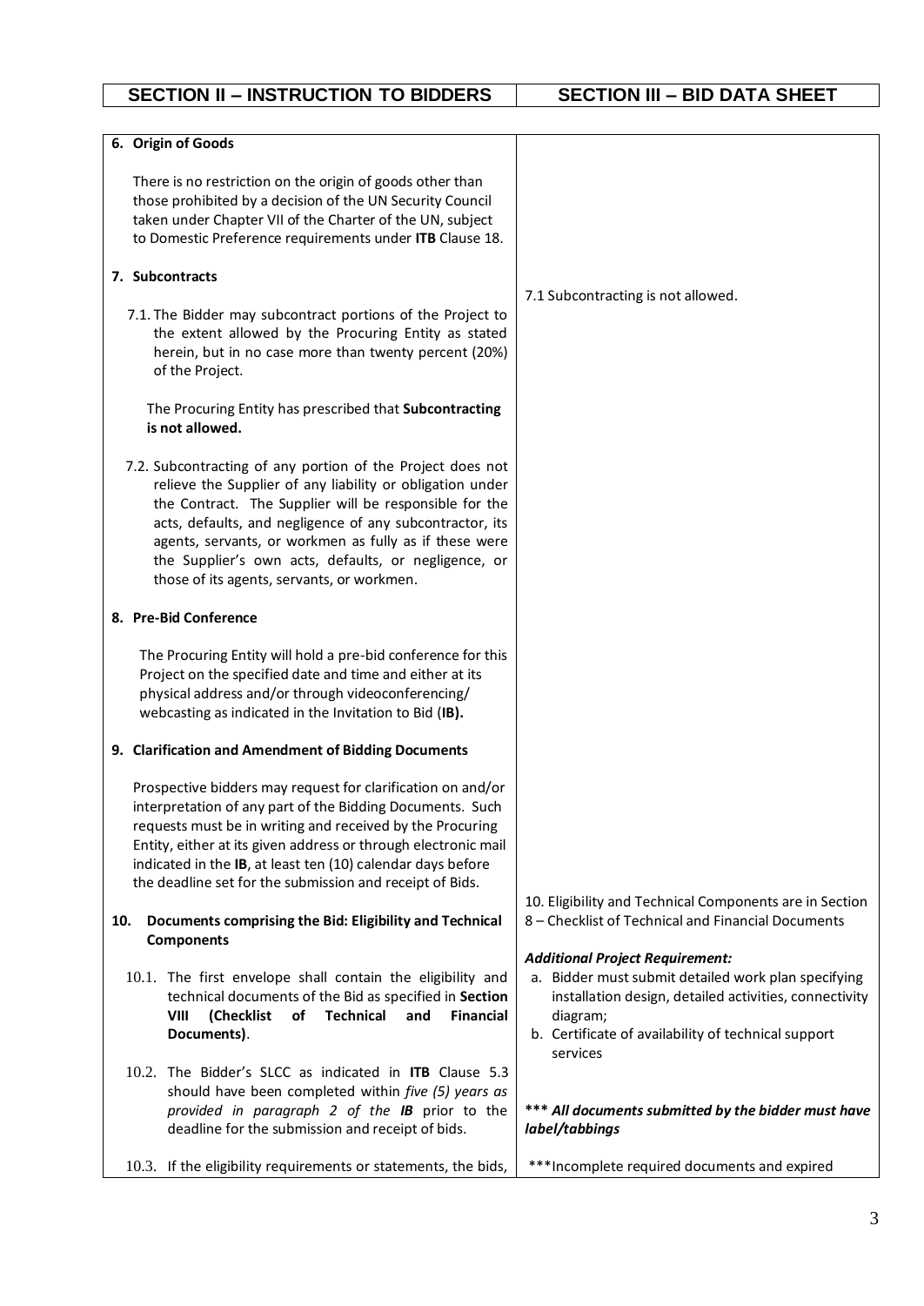| SECTION II – INSTRUCTION TO BIDDERS | SECTION III – BID DATA SHEET |
|---|---|
| **6. Origin of Goods**<br><br>There is no restriction on the origin of goods other than those prohibited by a decision of the UN Security Council taken under Chapter VII of the Charter of the UN, subject to Domestic Preference requirements under **ITB** Clause 18. | |
| **7. Subcontracts**<br><br>7.1. The Bidder may subcontract portions of the Project to the extent allowed by the Procuring Entity as stated herein, but in no case more than twenty percent (20%) of the Project.<br><br>The Procuring Entity has prescribed that **Subcontracting is not allowed.**<br><br>7.2. Subcontracting of any portion of the Project does not relieve the Supplier of any liability or obligation under the Contract. The Supplier will be responsible for the acts, defaults, and negligence of any subcontractor, its agents, servants, or workmen as fully as if these were the Supplier's own acts, defaults, or negligence, or those of its agents, servants, or workmen. | 7.1 Subcontracting is not allowed. |
| **8. Pre-Bid Conference**<br><br>The Procuring Entity will hold a pre-bid conference for this Project on the specified date and time and either at its physical address and/or through videoconferencing/ webcasting as indicated in the Invitation to Bid (**IB).** | |
| **9. Clarification and Amendment of Bidding Documents**<br><br>Prospective bidders may request for clarification on and/or interpretation of any part of the Bidding Documents. Such requests must be in writing and received by the Procuring Entity, either at its given address or through electronic mail indicated in the **IB**, at least ten (10) calendar days before the deadline set for the submission and receipt of Bids. | |
| **10. Documents comprising the Bid: Eligibility and Technical Components**<br><br>10.1. The first envelope shall contain the eligibility and technical documents of the Bid as specified in **Section VIII (Checklist of Technical and Financial Documents)**.<br><br>10.2. The Bidder's SLCC as indicated in **ITB** Clause 5.3 should have been completed within *five (5) years as provided in paragraph 2 of the* ***IB*** prior to the deadline for the submission and receipt of bids.<br><br>10.3. If the eligibility requirements or statements, the bids, | 10. Eligibility and Technical Components are in Section 8 – Checklist of Technical and Financial Documents<br><br>***Additional Project Requirement:***<br>a. Bidder must submit detailed work plan specifying installation design, detailed activities, connectivity diagram;<br>b. Certificate of availability of technical support services<br><br>***\*\*\* All documents submitted by the bidder must have label/tabbings***<br><br>\*\*\*Incomplete required documents and expired |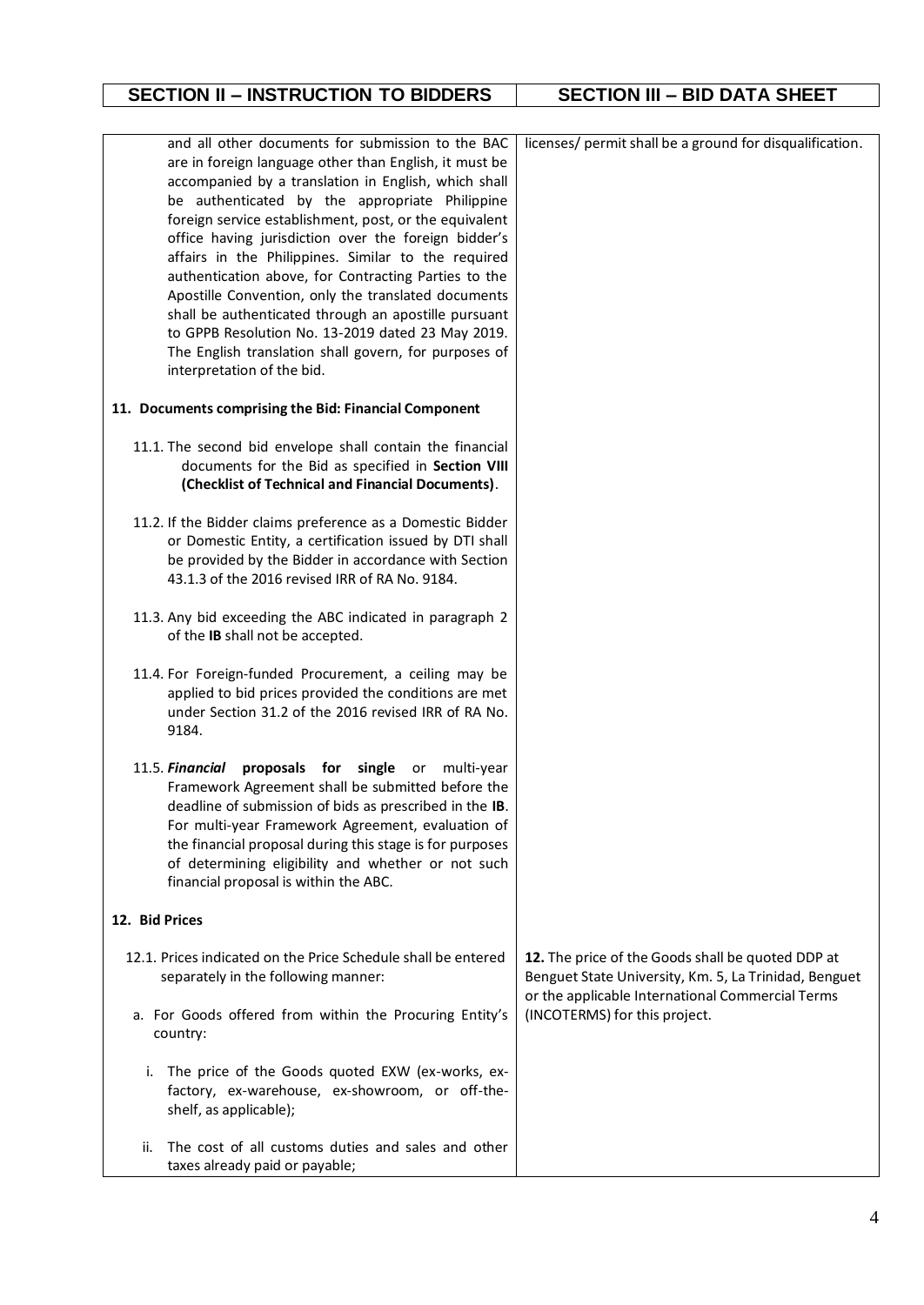| SECTION II – INSTRUCTION TO BIDDERS | SECTION III – BID DATA SHEET |
|---|---|
| and all other documents for submission to the BAC are in foreign language other than English, it must be accompanied by a translation in English, which shall be authenticated by the appropriate Philippine foreign service establishment, post, or the equivalent office having jurisdiction over the foreign bidder's affairs in the Philippines. Similar to the required authentication above, for Contracting Parties to the Apostille Convention, only the translated documents shall be authenticated through an apostille pursuant to GPPB Resolution No. 13-2019 dated 23 May 2019. The English translation shall govern, for purposes of interpretation of the bid. | licenses/ permit shall be a ground for disqualification. |
| **11. Documents comprising the Bid: Financial Component** | |
| 11.1. The second bid envelope shall contain the financial documents for the Bid as specified in **Section VIII (Checklist of Technical and Financial Documents)**. | |
| 11.2. If the Bidder claims preference as a Domestic Bidder or Domestic Entity, a certification issued by DTI shall be provided by the Bidder in accordance with Section 43.1.3 of the 2016 revised IRR of RA No. 9184. | |
| 11.3. Any bid exceeding the ABC indicated in paragraph 2 of the **IB** shall not be accepted. | |
| 11.4. For Foreign-funded Procurement, a ceiling may be applied to bid prices provided the conditions are met under Section 31.2 of the 2016 revised IRR of RA No. 9184. | |
| 11.5. ***Financial* proposals for single** or multi-year Framework Agreement shall be submitted before the deadline of submission of bids as prescribed in the **IB**. For multi-year Framework Agreement, evaluation of the financial proposal during this stage is for purposes of determining eligibility and whether or not such financial proposal is within the ABC. | |
| **12. Bid Prices** | |
| 12.1. Prices indicated on the Price Schedule shall be entered separately in the following manner:<br><br>a. For Goods offered from within the Procuring Entity's country:<br><br>i. The price of the Goods quoted EXW (ex-works, ex-factory, ex-warehouse, ex-showroom, or off-the-shelf, as applicable);<br><br>ii. The cost of all customs duties and sales and other taxes already paid or payable; | **12.** The price of the Goods shall be quoted DDP at Benguet State University, Km. 5, La Trinidad, Benguet or the applicable International Commercial Terms (INCOTERMS) for this project. |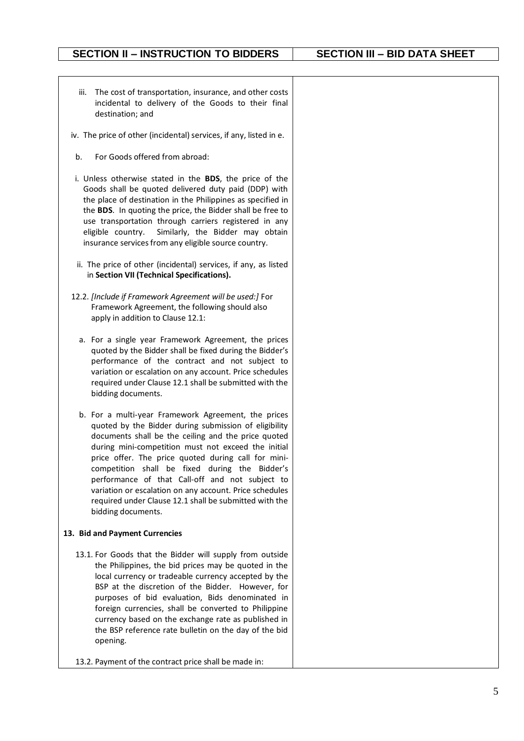| SECTION II – INSTRUCTION TO BIDDERS | SECTION III – BID DATA SHEET |
|---|---|
| iii. The cost of transportation, insurance, and other costs incidental to delivery of the Goods to their final destination; and<br><br>iv. The price of other (incidental) services, if any, listed in e.<br><br>b. For Goods offered from abroad:<br><br>i. Unless otherwise stated in the **BDS**, the price of the Goods shall be quoted delivered duty paid (DDP) with the place of destination in the Philippines as specified in the **BDS**. In quoting the price, the Bidder shall be free to use transportation through carriers registered in any eligible country. Similarly, the Bidder may obtain insurance services from any eligible source country.<br><br>ii. The price of other (incidental) services, if any, as listed in **Section VII (Technical Specifications).**<br><br>12.2. *[Include if Framework Agreement will be used:]* For Framework Agreement, the following should also apply in addition to Clause 12.1:<br><br>a. For a single year Framework Agreement, the prices quoted by the Bidder shall be fixed during the Bidder's performance of the contract and not subject to variation or escalation on any account. Price schedules required under Clause 12.1 shall be submitted with the bidding documents.<br><br>b. For a multi-year Framework Agreement, the prices quoted by the Bidder during submission of eligibility documents shall be the ceiling and the price quoted during mini-competition must not exceed the initial price offer. The price quoted during call for mini-competition shall be fixed during the Bidder's performance of that Call-off and not subject to variation or escalation on any account. Price schedules required under Clause 12.1 shall be submitted with the bidding documents.<br><br>**13. Bid and Payment Currencies**<br><br>13.1. For Goods that the Bidder will supply from outside the Philippines, the bid prices may be quoted in the local currency or tradeable currency accepted by the BSP at the discretion of the Bidder. However, for purposes of bid evaluation, Bids denominated in foreign currencies, shall be converted to Philippine currency based on the exchange rate as published in the BSP reference rate bulletin on the day of the bid opening.<br><br>13.2. Payment of the contract price shall be made in: | |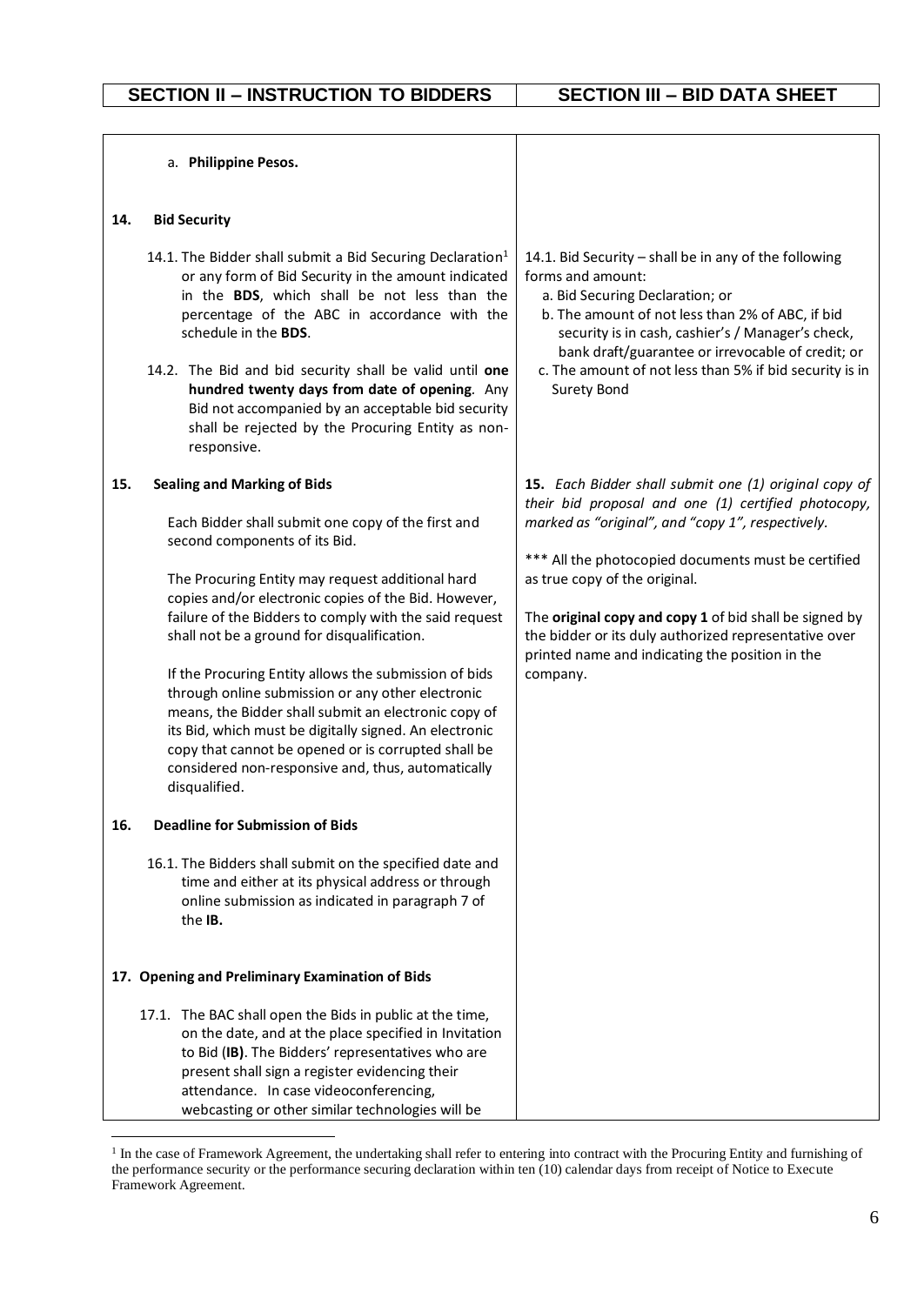| SECTION II – INSTRUCTION TO BIDDERS | SECTION III – BID DATA SHEET |
|---|---|
| a. **Philippine Pesos.** | |
| **14. Bid Security** | |
| 14.1. The Bidder shall submit a Bid Securing Declaration[1] or any form of Bid Security in the amount indicated in the **BDS**, which shall be not less than the percentage of the ABC in accordance with the schedule in the **BDS**.<br><br>14.2. The Bid and bid security shall be valid until **one hundred twenty days from date of opening**. Any Bid not accompanied by an acceptable bid security shall be rejected by the Procuring Entity as non-responsive. | 14.1. Bid Security – shall be in any of the following forms and amount:<br>a. Bid Securing Declaration; or<br>b. The amount of not less than 2% of ABC, if bid security is in cash, cashier's / Manager's check, bank draft/guarantee or irrevocable of credit; or<br>c. The amount of not less than 5% if bid security is in Surety Bond |
| **15. Sealing and Marking of Bids**<br><br>Each Bidder shall submit one copy of the first and second components of its Bid.<br><br>The Procuring Entity may request additional hard copies and/or electronic copies of the Bid. However, failure of the Bidders to comply with the said request shall not be a ground for disqualification.<br><br>If the Procuring Entity allows the submission of bids through online submission or any other electronic means, the Bidder shall submit an electronic copy of its Bid, which must be digitally signed. An electronic copy that cannot be opened or is corrupted shall be considered non-responsive and, thus, automatically disqualified. | ***15.** Each Bidder shall submit one (1) original copy of their bid proposal and one (1) certified photocopy, marked as "original", and "copy 1", respectively.*<br><br>*** All the photocopied documents must be certified as true copy of the original.<br><br>The **original copy and copy 1** of bid shall be signed by the bidder or its duly authorized representative over printed name and indicating the position in the company. |
| **16. Deadline for Submission of Bids**<br><br>16.1. The Bidders shall submit on the specified date and time and either at its physical address or through online submission as indicated in paragraph 7 of the **IB.** | |
| **17. Opening and Preliminary Examination of Bids**<br><br>17.1. The BAC shall open the Bids in public at the time, on the date, and at the place specified in Invitation to Bid (**IB**). The Bidders' representatives who are present shall sign a register evidencing their attendance. In case videoconferencing, webcasting or other similar technologies will be | |

[1] In the case of Framework Agreement, the undertaking shall refer to entering into contract with the Procuring Entity and furnishing of the performance security or the performance securing declaration within ten (10) calendar days from receipt of Notice to Execute Framework Agreement.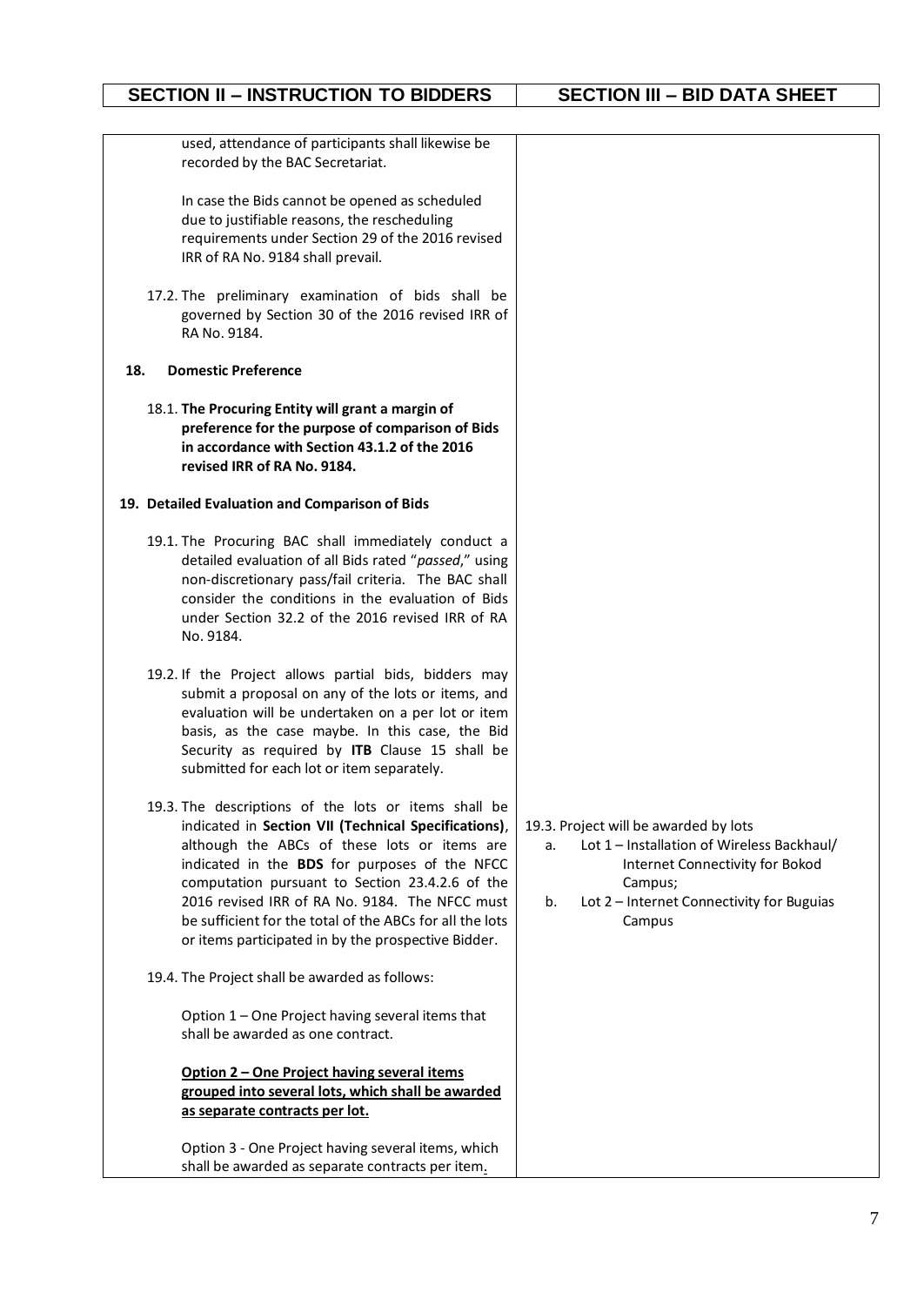| SECTION II – INSTRUCTION TO BIDDERS | SECTION III – BID DATA SHEET |
|---|---|
| used, attendance of participants shall likewise be recorded by the BAC Secretariat.<br><br>In case the Bids cannot be opened as scheduled due to justifiable reasons, the rescheduling requirements under Section 29 of the 2016 revised IRR of RA No. 9184 shall prevail.<br><br>17.2. The preliminary examination of bids shall be governed by Section 30 of the 2016 revised IRR of RA No. 9184. | |
| **18. Domestic Preference**<br><br>18.1. **The Procuring Entity will grant a margin of preference for the purpose of comparison of Bids in accordance with Section 43.1.2 of the 2016 revised IRR of RA No. 9184.** | |
| **19. Detailed Evaluation and Comparison of Bids**<br><br>19.1. The Procuring BAC shall immediately conduct a detailed evaluation of all Bids rated "*passed*," using non-discretionary pass/fail criteria. The BAC shall consider the conditions in the evaluation of Bids under Section 32.2 of the 2016 revised IRR of RA No. 9184.<br><br>19.2. If the Project allows partial bids, bidders may submit a proposal on any of the lots or items, and evaluation will be undertaken on a per lot or item basis, as the case maybe. In this case, the Bid Security as required by **ITB** Clause 15 shall be submitted for each lot or item separately. | |
| 19.3. The descriptions of the lots or items shall be indicated in **Section VII (Technical Specifications)**, although the ABCs of these lots or items are indicated in the **BDS** for purposes of the NFCC computation pursuant to Section 23.4.2.6 of the 2016 revised IRR of RA No. 9184. The NFCC must be sufficient for the total of the ABCs for all the lots or items participated in by the prospective Bidder. | 19.3. Project will be awarded by lots<br>a. Lot 1 – Installation of Wireless Backhaul/ Internet Connectivity for Bokod Campus;<br>b. Lot 2 – Internet Connectivity for Buguias Campus |
| 19.4. The Project shall be awarded as follows:<br><br>Option 1 – One Project having several items that shall be awarded as one contract.<br><br>**Option 2 – One Project having several items grouped into several lots, which shall be awarded as separate contracts per lot.**<br><br>Option 3 - One Project having several items, which shall be awarded as separate contracts per item. | |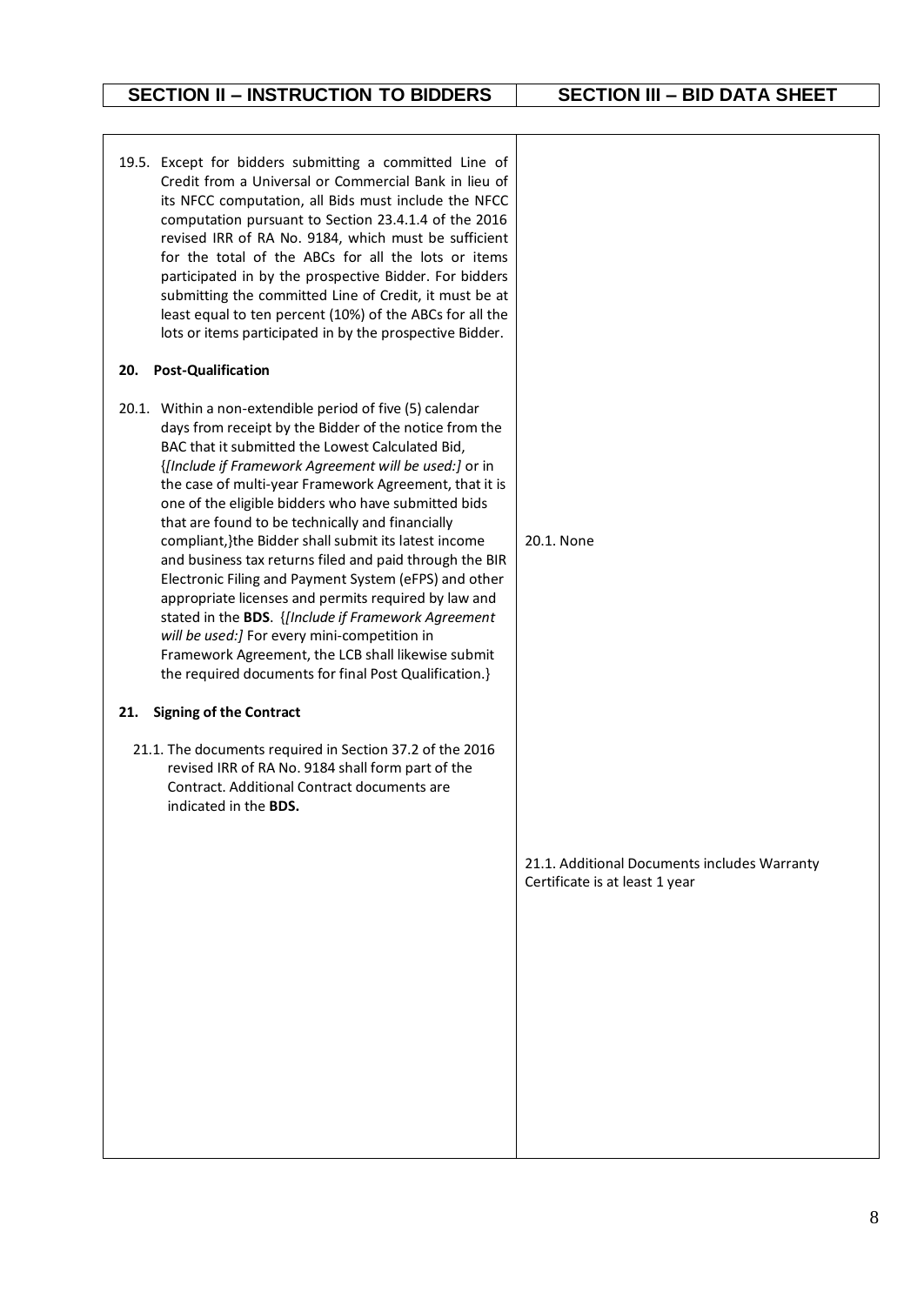| SECTION II – INSTRUCTION TO BIDDERS | SECTION III – BID DATA SHEET |
| --- | --- |
| 19.5. Except for bidders submitting a committed Line of Credit from a Universal or Commercial Bank in lieu of its NFCC computation, all Bids must include the NFCC computation pursuant to Section 23.4.1.4 of the 2016 revised IRR of RA No. 9184, which must be sufficient for the total of the ABCs for all the lots or items participated in by the prospective Bidder. For bidders submitting the committed Line of Credit, it must be at least equal to ten percent (10%) of the ABCs for all the lots or items participated in by the prospective Bidder. | |
| **20. Post-Qualification** | |
| 20.1. Within a non-extendible period of five (5) calendar days from receipt by the Bidder of the notice from the BAC that it submitted the Lowest Calculated Bid, {*[Include if Framework Agreement will be used:]* or in the case of multi-year Framework Agreement, that it is one of the eligible bidders who have submitted bids that are found to be technically and financially compliant,}the Bidder shall submit its latest income and business tax returns filed and paid through the BIR Electronic Filing and Payment System (eFPS) and other appropriate licenses and permits required by law and stated in the **BDS**. {*[Include if Framework Agreement will be used:]* For every mini-competition in Framework Agreement, the LCB shall likewise submit the required documents for final Post Qualification.} | 20.1. None |
| **21. Signing of the Contract** | |
| 21.1. The documents required in Section 37.2 of the 2016 revised IRR of RA No. 9184 shall form part of the Contract. Additional Contract documents are indicated in the **BDS.** | 21.1. Additional Documents includes Warranty Certificate is at least 1 year |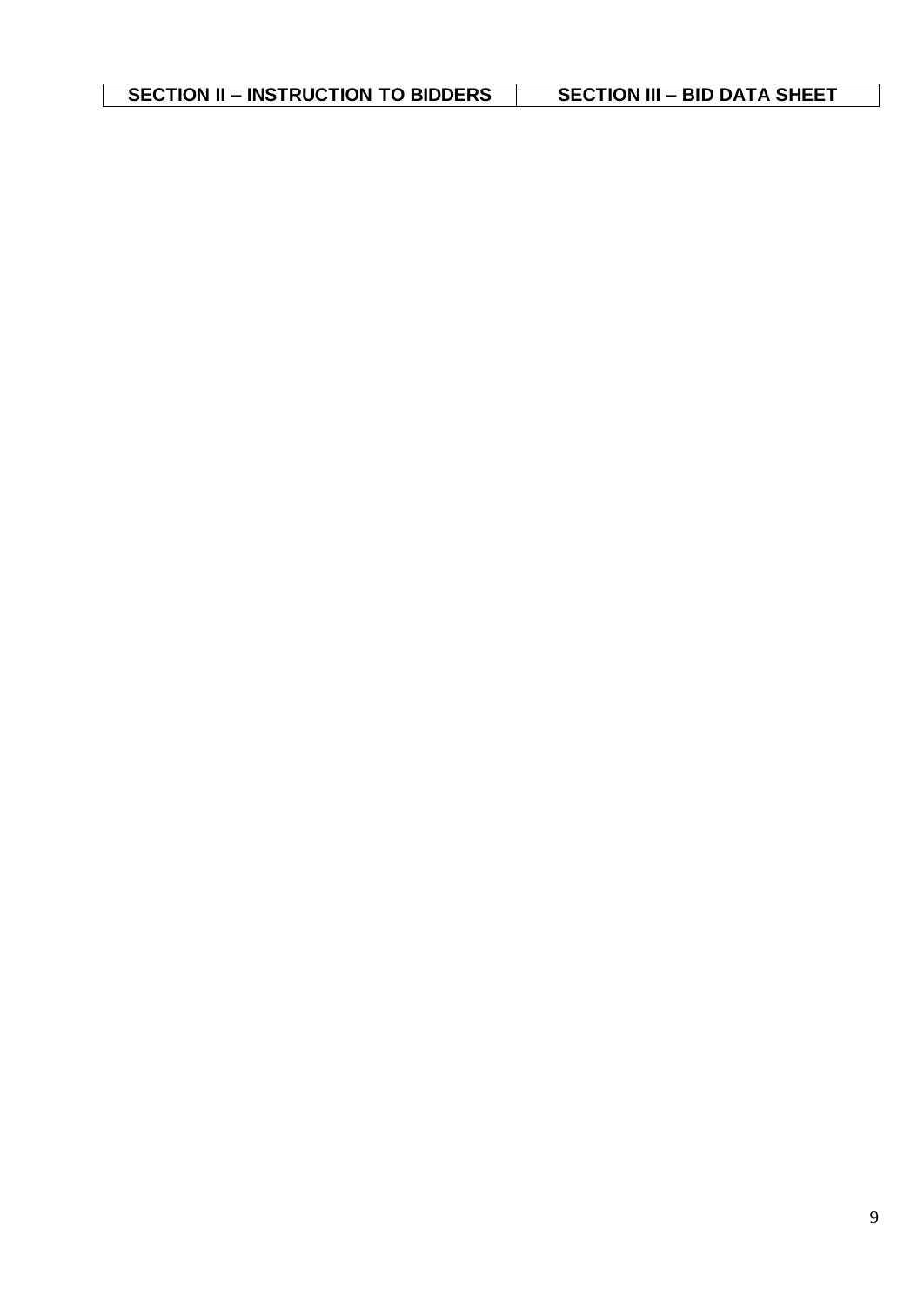| SECTION II – INSTRUCTION TO BIDDERS | SECTION III – BID DATA SHEET |
|---|---|